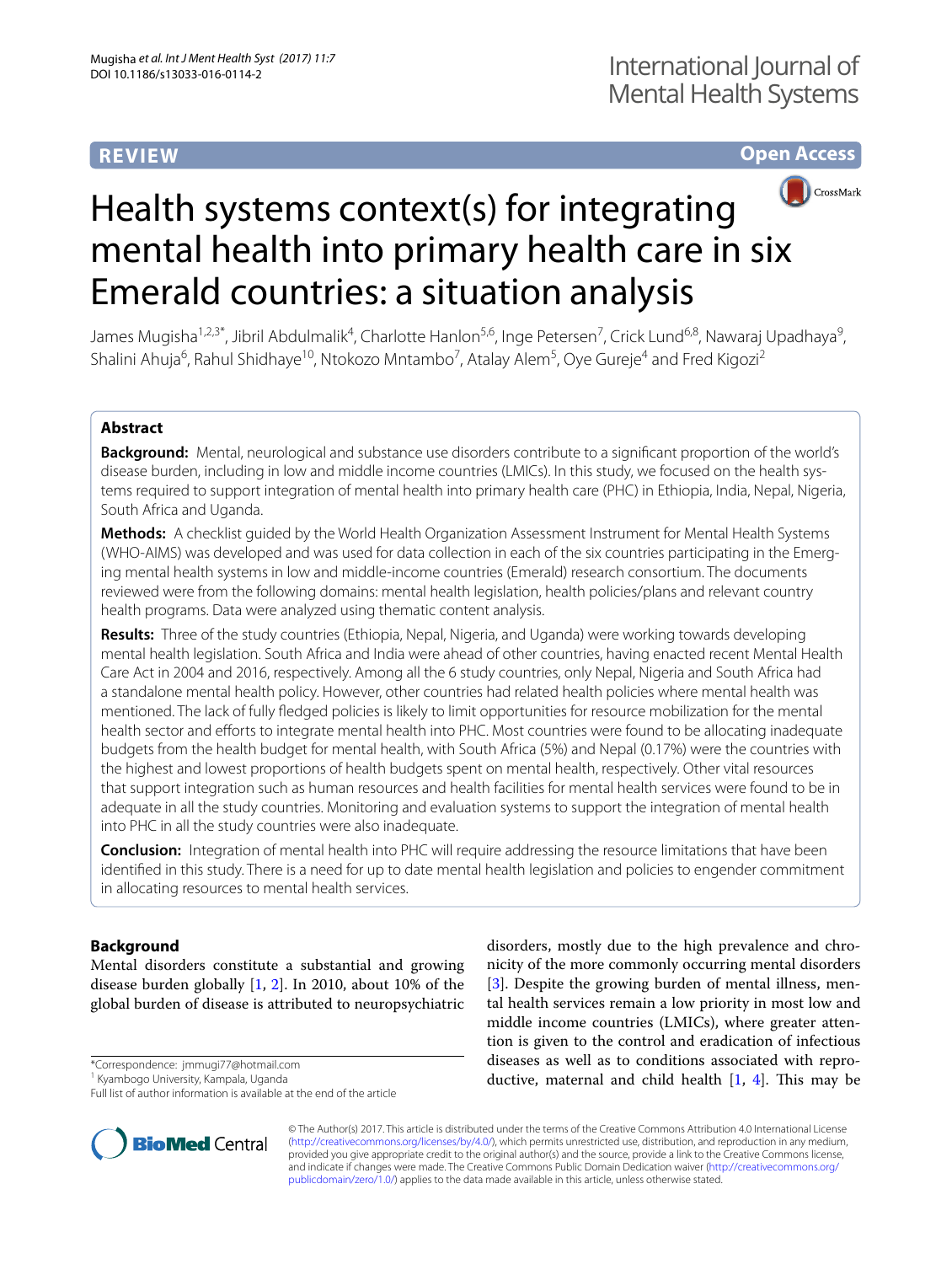REVIEW

Open Access

# Health systems context(s) for integrating mental health into primary health care in six Emerald countries: a situation analysis

James Mugisha[1,2,3*], Jibril Abdulmalik[4], Charlotte Hanlon[5,6], Inge Petersen[7], Crick Lund[6,8], Nawaraj Upadhaya[9], Shalini Ahuja[6], Rahul Shidhaye[10], Ntokozo Mntambo[7], Atalay Alem[5], Oye Gureje[4] and Fred Kigozi[2]

## Abstract

**Background:** Mental, neurological and substance use disorders contribute to a significant proportion of the world's disease burden, including in low and middle income countries (LMICs). In this study, we focused on the health systems required to support integration of mental health into primary health care (PHC) in Ethiopia, India, Nepal, Nigeria, South Africa and Uganda.

**Methods:** A checklist guided by the World Health Organization Assessment Instrument for Mental Health Systems (WHO-AIMS) was developed and was used for data collection in each of the six countries participating in the Emerging mental health systems in low and middle-income countries (Emerald) research consortium. The documents reviewed were from the following domains: mental health legislation, health policies/plans and relevant country health programs. Data were analyzed using thematic content analysis.

**Results:** Three of the study countries (Ethiopia, Nepal, Nigeria, and Uganda) were working towards developing mental health legislation. South Africa and India were ahead of other countries, having enacted recent Mental Health Care Act in 2004 and 2016, respectively. Among all the 6 study countries, only Nepal, Nigeria and South Africa had a standalone mental health policy. However, other countries had related health policies where mental health was mentioned. The lack of fully fledged policies is likely to limit opportunities for resource mobilization for the mental health sector and efforts to integrate mental health into PHC. Most countries were found to be allocating inadequate budgets from the health budget for mental health, with South Africa (5%) and Nepal (0.17%) were the countries with the highest and lowest proportions of health budgets spent on mental health, respectively. Other vital resources that support integration such as human resources and health facilities for mental health services were found to be inadequate in all the study countries. Monitoring and evaluation systems to support the integration of mental health into PHC in all the study countries were also inadequate.

**Conclusion:** Integration of mental health into PHC will require addressing the resource limitations that have been identified in this study. There is a need for up to date mental health legislation and policies to engender commitment in allocating resources to mental health services.

## Background

Mental disorders constitute a substantial and growing disease burden globally [1, 2]. In 2010, about 10% of the global burden of disease is attributed to neuropsychiatric disorders, mostly due to the high prevalence and chronicity of the more commonly occurring mental disorders [3]. Despite the growing burden of mental illness, mental health services remain a low priority in most low and middle income countries (LMICs), where greater attention is given to the control and eradication of infectious diseases as well as to conditions associated with reproductive, maternal and child health [1, 4]. This may be

*Correspondence: jmmugi77@hotmail.com
[1] Kyambogo University, Kampala, Uganda
Full list of author information is available at the end of the article

© The Author(s) 2017. This article is distributed under the terms of the Creative Commons Attribution 4.0 International License (http://creativecommons.org/licenses/by/4.0/), which permits unrestricted use, distribution, and reproduction in any medium, provided you give appropriate credit to the original author(s) and the source, provide a link to the Creative Commons license, and indicate if changes were made. The Creative Commons Public Domain Dedication waiver (http://creativecommons.org/publicdomain/zero/1.0/) applies to the data made available in this article, unless otherwise stated.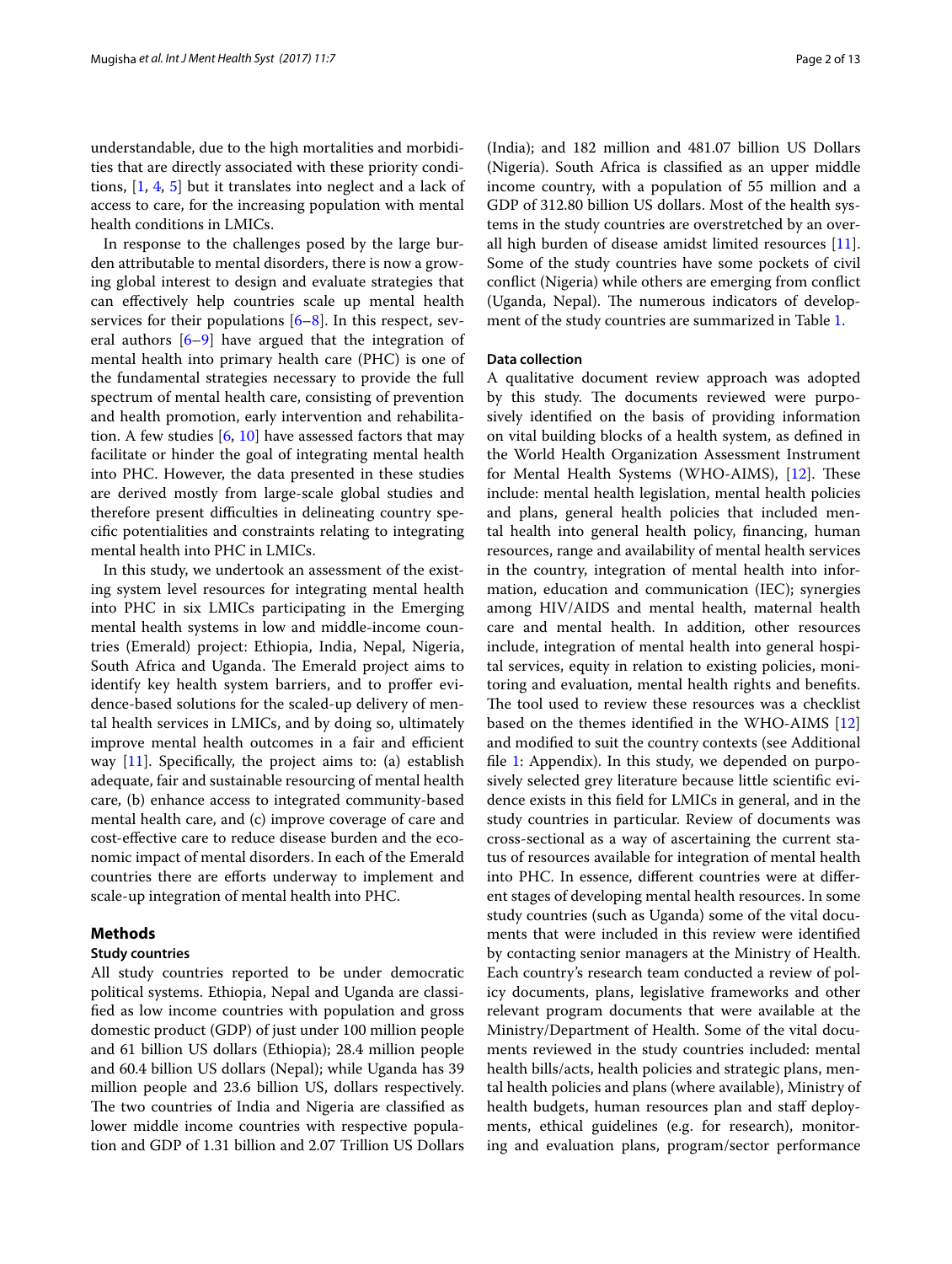understandable, due to the high mortalities and morbidities that are directly associated with these priority conditions, [1, 4, 5] but it translates into neglect and a lack of access to care, for the increasing population with mental health conditions in LMICs.

In response to the challenges posed by the large burden attributable to mental disorders, there is now a growing global interest to design and evaluate strategies that can effectively help countries scale up mental health services for their populations [6–8]. In this respect, several authors [6–9] have argued that the integration of mental health into primary health care (PHC) is one of the fundamental strategies necessary to provide the full spectrum of mental health care, consisting of prevention and health promotion, early intervention and rehabilitation. A few studies [6, 10] have assessed factors that may facilitate or hinder the goal of integrating mental health into PHC. However, the data presented in these studies are derived mostly from large-scale global studies and therefore present difficulties in delineating country specific potentialities and constraints relating to integrating mental health into PHC in LMICs.

In this study, we undertook an assessment of the existing system level resources for integrating mental health into PHC in six LMICs participating in the Emerging mental health systems in low and middle-income countries (Emerald) project: Ethiopia, India, Nepal, Nigeria, South Africa and Uganda. The Emerald project aims to identify key health system barriers, and to proffer evidence-based solutions for the scaled-up delivery of mental health services in LMICs, and by doing so, ultimately improve mental health outcomes in a fair and efficient way [11]. Specifically, the project aims to: (a) establish adequate, fair and sustainable resourcing of mental health care, (b) enhance access to integrated community-based mental health care, and (c) improve coverage of care and cost-effective care to reduce disease burden and the economic impact of mental disorders. In each of the Emerald countries there are efforts underway to implement and scale-up integration of mental health into PHC.

## Methods

### Study countries

All study countries reported to be under democratic political systems. Ethiopia, Nepal and Uganda are classified as low income countries with population and gross domestic product (GDP) of just under 100 million people and 61 billion US dollars (Ethiopia); 28.4 million people and 60.4 billion US dollars (Nepal); while Uganda has 39 million people and 23.6 billion US, dollars respectively. The two countries of India and Nigeria are classified as lower middle income countries with respective population and GDP of 1.31 billion and 2.07 Trillion US Dollars (India); and 182 million and 481.07 billion US Dollars (Nigeria). South Africa is classified as an upper middle income country, with a population of 55 million and a GDP of 312.80 billion US dollars. Most of the health systems in the study countries are overstretched by an overall high burden of disease amidst limited resources [11]. Some of the study countries have some pockets of civil conflict (Nigeria) while others are emerging from conflict (Uganda, Nepal). The numerous indicators of development of the study countries are summarized in Table 1.

### Data collection

A qualitative document review approach was adopted by this study. The documents reviewed were purposively identified on the basis of providing information on vital building blocks of a health system, as defined in the World Health Organization Assessment Instrument for Mental Health Systems (WHO-AIMS), [12]. These include: mental health legislation, mental health policies and plans, general health policies that included mental health into general health policy, financing, human resources, range and availability of mental health services in the country, integration of mental health into information, education and communication (IEC); synergies among HIV/AIDS and mental health, maternal health care and mental health. In addition, other resources include, integration of mental health into general hospital services, equity in relation to existing policies, monitoring and evaluation, mental health rights and benefits. The tool used to review these resources was a checklist based on the themes identified in the WHO-AIMS [12] and modified to suit the country contexts (see Additional file 1: Appendix). In this study, we depended on purposively selected grey literature because little scientific evidence exists in this field for LMICs in general, and in the study countries in particular. Review of documents was cross-sectional as a way of ascertaining the current status of resources available for integration of mental health into PHC. In essence, different countries were at different stages of developing mental health resources. In some study countries (such as Uganda) some of the vital documents that were included in this review were identified by contacting senior managers at the Ministry of Health. Each country's research team conducted a review of policy documents, plans, legislative frameworks and other relevant program documents that were available at the Ministry/Department of Health. Some of the vital documents reviewed in the study countries included: mental health bills/acts, health policies and strategic plans, mental health policies and plans (where available), Ministry of health budgets, human resources plan and staff deployments, ethical guidelines (e.g. for research), monitoring and evaluation plans, program/sector performance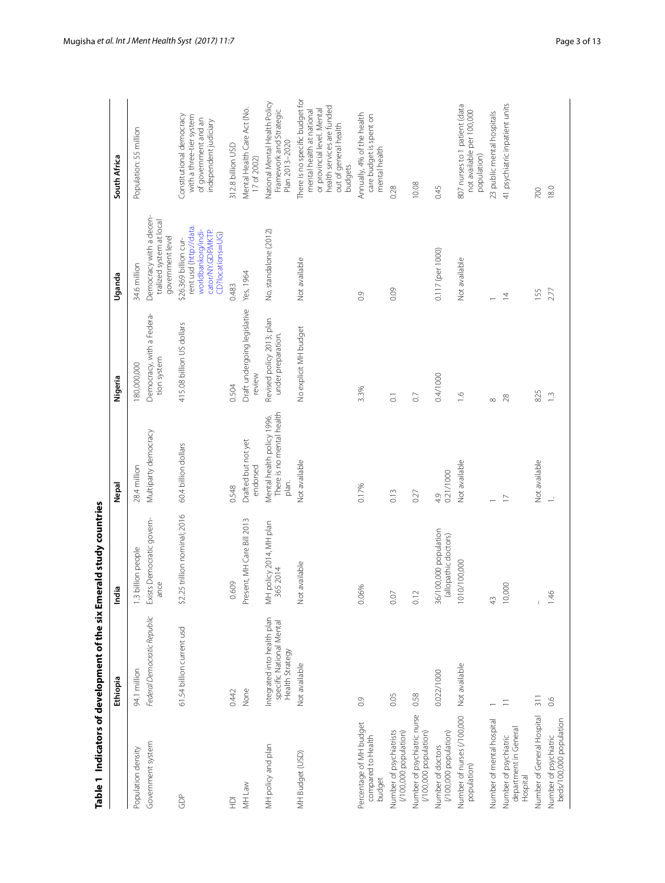**Table 1 Indicators of development of the six Emerald study countries**

| | Ethiopia | India | Nepal | Nigeria | Uganda | South Africa |
|---|---|---|---|---|---|---|
| Population density | 94.1 million | 1.3 billion people | 28.4 million | 180,000,000 | 34.6 million | Population: 55 million |
| Government system | *Federal Democratic Republic* | Exists Democratic governance | Multiparty democracy | Democracy, with a Federation system | Democracy with a decentralized system at local government level | Constitutional democracy with a three-tier system of government and an independent judiciary |
| GDP | 61.54 billion current usd | $2.25 trillion nominal; 2016 | 60.4 billion dollars | 415.08 billion US dollars | $26.369 billion current usd (http://data.worldbank.org/indicator/NY.GDP.MKTP.CD?locations=UG) | 312.8 billion USD |
| HDI | 0.442 | 0.609 | 0.548 | 0.504 | 0.483 | |
| MH Law | None | Present, MH Care Bill 2013 | Drafted but not yet endorsed | Draft undergoing legislative review | Yes, 1964 | Mental Health Care Act (No. 17 of 2002) |
| MH policy and plan | Integrated into health plan specific National Mental Health Strategy | MH policy 2014, MH plan 365 2014 | Mental health policy 1996. There is no mental health plan. | Revised policy 2013; plan under preparation. | No, standalone (2012) | National Mental Health Policy Framework and Strategic Plan 2013–2020 |
| MH Budget (USD) | Not available | Not available | Not available | No explicit MH budget | Not available | There is no specific budget for mental health at national or provincial level. Mental health services are funded out of general health budgets |
| Percentage of MH budget compared to Health budget | 0.9 | 0.06% | 0.17% | 3.3% | 0.9 | Annually, 4% of the health care budget is spent on mental health |
| Number of psychiatrists (/100,000 population) | 0.05 | 0.07 | 0.13 | 0.1 | 0.09 | 0.28 |
| Number of psychiatric nurse (/100,000 population) | 0.58 | 0.12 | 0.27 | 0.7 | | 10.08 |
| Number of doctors (/100,000 population) | 0.022/1000 | 36/100,000 population (allopathic doctors) | 4.9<br>0.21/1000 | 0.4/1000 | 0.117 (per 1000) | 0.45 |
| Number of nurses (/100,000 population) | Not available | 1010/100,000 | Not available | 1.6 | Not available | 807 nurses to 1 patient (data not available per 100,000 population) |
| Number of mental hospital | 1 | 43 | 1 | 8 | 1 | 23 public mental hospitals |
| Number of psychiatric department in General Hospital | 11 | 10,000 | 17 | 28 | 14 | 41 psychiatric inpatient units |
| Number of General Hospital | 311 | – | Not available | 825 | 155 | 700 |
| Number of psychiatric beds/100,000 population | 0.6 | 1.46 | 1. | 1.3 | 2.77 | 18.0 |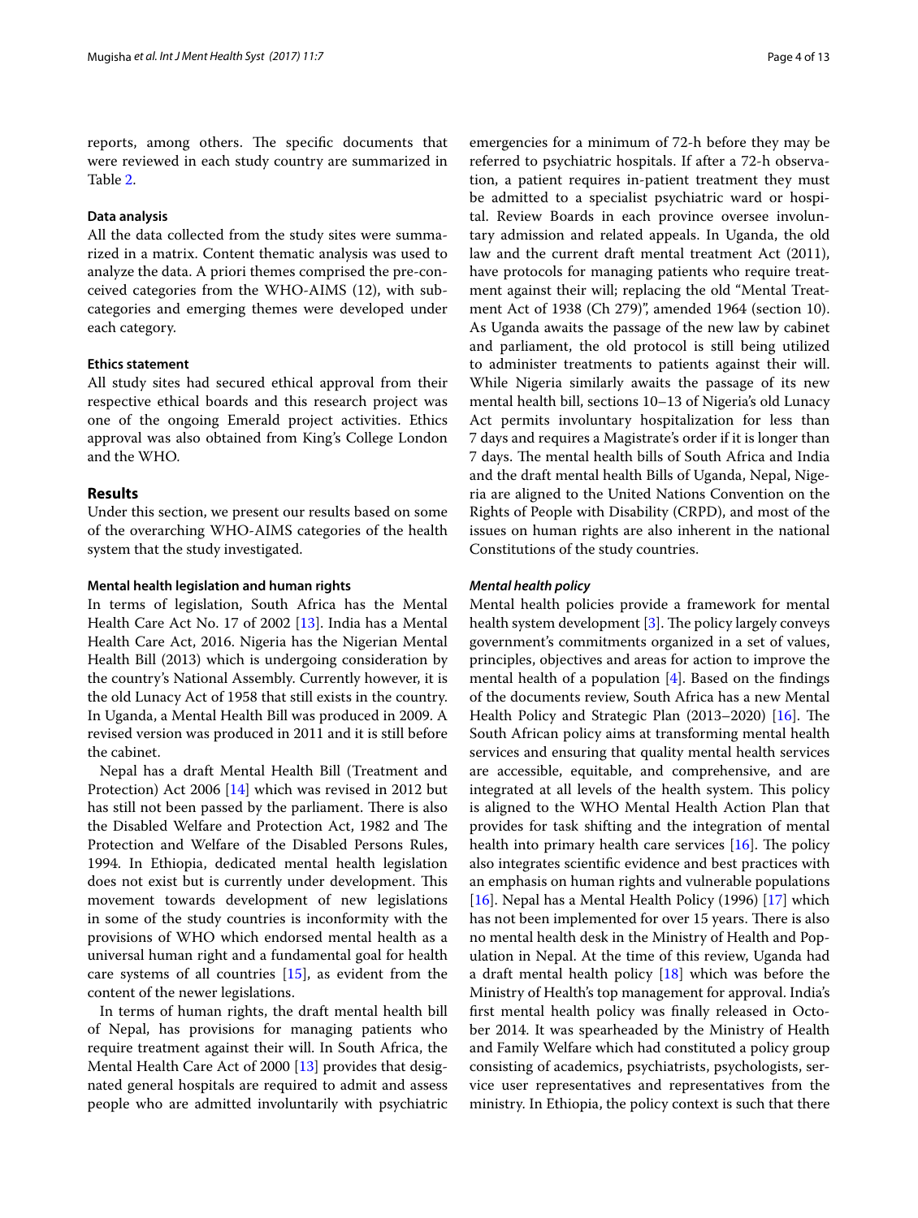reports, among others. The specific documents that were reviewed in each study country are summarized in Table 2.

#### Data analysis

All the data collected from the study sites were summarized in a matrix. Content thematic analysis was used to analyze the data. A priori themes comprised the pre-conceived categories from the WHO-AIMS (12), with sub-categories and emerging themes were developed under each category.

#### Ethics statement

All study sites had secured ethical approval from their respective ethical boards and this research project was one of the ongoing Emerald project activities. Ethics approval was also obtained from King's College London and the WHO.

## Results

Under this section, we present our results based on some of the overarching WHO-AIMS categories of the health system that the study investigated.

#### Mental health legislation and human rights

In terms of legislation, South Africa has the Mental Health Care Act No. 17 of 2002 [13]. India has a Mental Health Care Act, 2016. Nigeria has the Nigerian Mental Health Bill (2013) which is undergoing consideration by the country's National Assembly. Currently however, it is the old Lunacy Act of 1958 that still exists in the country. In Uganda, a Mental Health Bill was produced in 2009. A revised version was produced in 2011 and it is still before the cabinet.

Nepal has a draft Mental Health Bill (Treatment and Protection) Act 2006 [14] which was revised in 2012 but has still not been passed by the parliament. There is also the Disabled Welfare and Protection Act, 1982 and The Protection and Welfare of the Disabled Persons Rules, 1994. In Ethiopia, dedicated mental health legislation does not exist but is currently under development. This movement towards development of new legislations in some of the study countries is inconformity with the provisions of WHO which endorsed mental health as a universal human right and a fundamental goal for health care systems of all countries [15], as evident from the content of the newer legislations.

In terms of human rights, the draft mental health bill of Nepal, has provisions for managing patients who require treatment against their will. In South Africa, the Mental Health Care Act of 2000 [13] provides that designated general hospitals are required to admit and assess people who are admitted involuntarily with psychiatric emergencies for a minimum of 72-h before they may be referred to psychiatric hospitals. If after a 72-h observation, a patient requires in-patient treatment they must be admitted to a specialist psychiatric ward or hospital. Review Boards in each province oversee involuntary admission and related appeals. In Uganda, the old law and the current draft mental treatment Act (2011), have protocols for managing patients who require treatment against their will; replacing the old "Mental Treatment Act of 1938 (Ch 279)", amended 1964 (section 10). As Uganda awaits the passage of the new law by cabinet and parliament, the old protocol is still being utilized to administer treatments to patients against their will. While Nigeria similarly awaits the passage of its new mental health bill, sections 10–13 of Nigeria's old Lunacy Act permits involuntary hospitalization for less than 7 days and requires a Magistrate's order if it is longer than 7 days. The mental health bills of South Africa and India and the draft mental health Bills of Uganda, Nepal, Nigeria are aligned to the United Nations Convention on the Rights of People with Disability (CRPD), and most of the issues on human rights are also inherent in the national Constitutions of the study countries.

#### *Mental health policy*

Mental health policies provide a framework for mental health system development [3]. The policy largely conveys government's commitments organized in a set of values, principles, objectives and areas for action to improve the mental health of a population [4]. Based on the findings of the documents review, South Africa has a new Mental Health Policy and Strategic Plan (2013–2020) [16]. The South African policy aims at transforming mental health services and ensuring that quality mental health services are accessible, equitable, and comprehensive, and are integrated at all levels of the health system. This policy is aligned to the WHO Mental Health Action Plan that provides for task shifting and the integration of mental health into primary health care services [16]. The policy also integrates scientific evidence and best practices with an emphasis on human rights and vulnerable populations [16]. Nepal has a Mental Health Policy (1996) [17] which has not been implemented for over 15 years. There is also no mental health desk in the Ministry of Health and Population in Nepal. At the time of this review, Uganda had a draft mental health policy [18] which was before the Ministry of Health's top management for approval. India's first mental health policy was finally released in October 2014. It was spearheaded by the Ministry of Health and Family Welfare which had constituted a policy group consisting of academics, psychiatrists, psychologists, service user representatives and representatives from the ministry. In Ethiopia, the policy context is such that there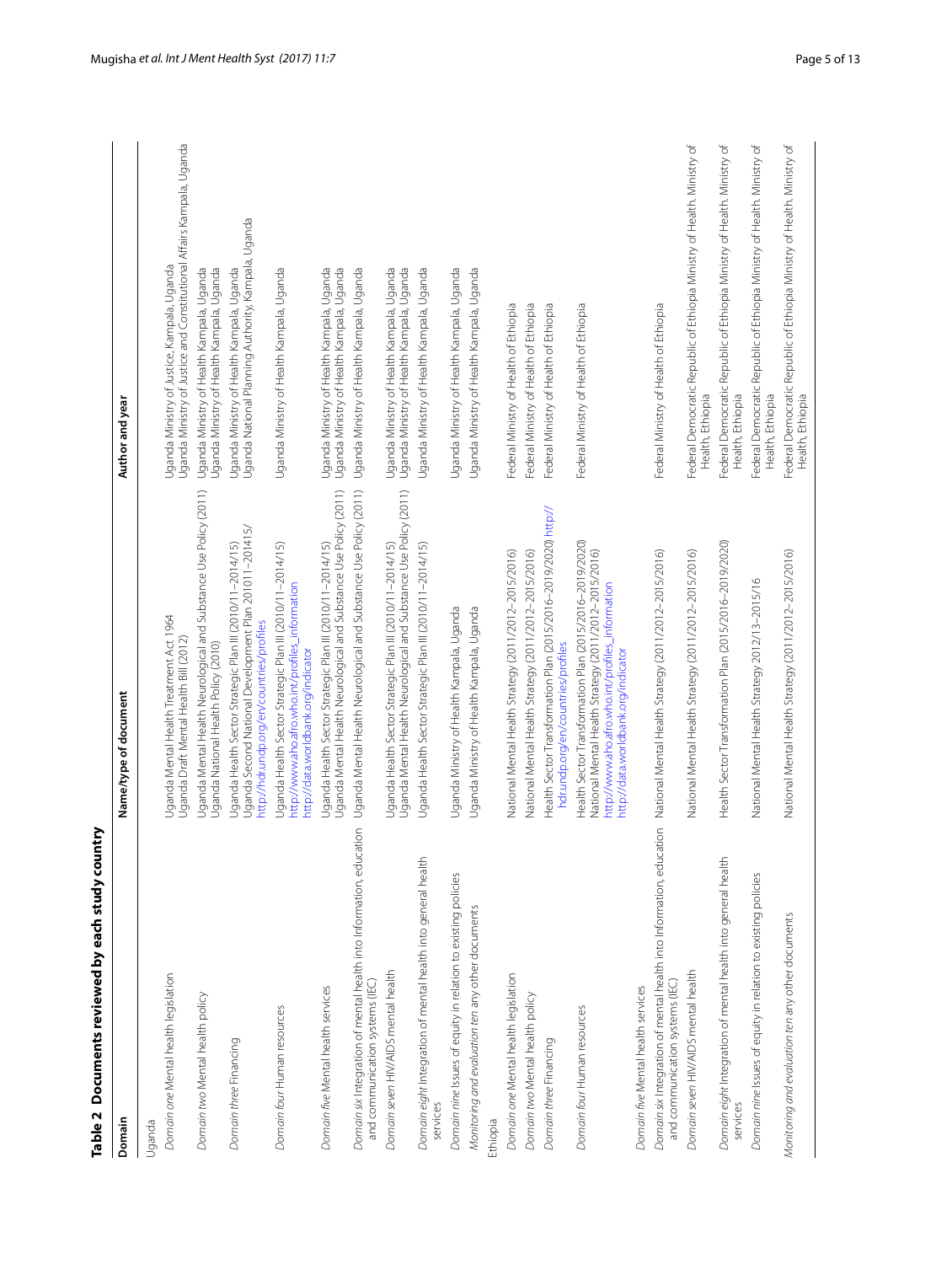**Table 2 Documents reviewed by each study country**

| Domain | Name/type of document | Author and year |
|---|---|---|
| Uganda | | |
| *Domain one* Mental health legislation | Uganda Mental Health Treatment Act 1964<br>Uganda Draft Mental Health Bill (2012) | Uganda Ministry of Justice, Kampala, Uganda<br>Uganda Ministry of Justice and Constitutional Affairs Kampala, Uganda |
| *Domain two* Mental health policy | Uganda Mental Health Neurological and Substance Use Policy (2011)<br>Uganda National Health Policy (2010) | Uganda Ministry of Health Kampala, Uganda<br>Uganda Ministry of Health Kampala, Uganda |
| *Domain three* Financing | Uganda Health Sector Strategic Plan III (2010/11–2014/15)<br>Uganda Second National Development Plan 201011–201415/<br>http://hdr.undp.org/en/countries/profiles | Uganda Ministry of Health Kampala, Uganda<br>Uganda National Planning Authority, Kampala, Uganda |
| *Domain four* Human resources | Uganda Health Sector Strategic Plan III (2010/11–2014/15)<br>http://www.aho.afro.who.int/profiles_information<br>http://data.worldbank.org/indicator | Uganda Ministry of Health Kampala, Uganda |
| *Domain five* Mental health services | Uganda Health Sector Strategic Plan III (2010/11–2014/15)<br>Uganda Mental Health Neurological and Substance Use Policy (2011) | Uganda Ministry of Health Kampala, Uganda<br>Uganda Ministry of Health Kampala, Uganda |
| *Domain six* Integration of mental health into Information, education and communication systems (IEC) | Uganda Mental Health Neurological and Substance Use Policy (2011) | Uganda Ministry of Health Kampala, Uganda |
| *Domain seven* HIV/AIDS mental health | Uganda Health Sector Strategic Plan III (2010/11–2014/15)<br>Uganda Mental Health Neurological and Substance Use Policy (2011) | Uganda Ministry of Health Kampala, Uganda<br>Uganda Ministry of Health Kampala, Uganda |
| *Domain eight* Integration of mental health into general health services | Uganda Health Sector Strategic Plan III (2010/11–2014/15) | Uganda Ministry of Health Kampala, Uganda |
| *Domain nine* Issues of equity in relation to existing policies | Uganda Ministry of Health Kampala, Uganda | Uganda Ministry of Health Kampala, Uganda |
| *Monitoring and evaluation ten* any other documents | Uganda Ministry of Health Kampala, Uganda | Uganda Ministry of Health Kampala, Uganda |
| Ethiopia | | |
| *Domain one* Mental health legislation | National Mental Health Strategy (2011/2012–2015/2016) | Federal Ministry of Health of Ethiopia |
| *Domain two* Mental health policy | National Mental Health Strategy (2011/2012–2015/2016) | Federal Ministry of Health of Ethiopia |
| *Domain three* Financing | Health Sector Transformation Plan (2015/2016–2019/2020) http://hdr.undp.org/en/countries/profiles | Federal Ministry of Health of Ethiopia |
| *Domain four* Human resources | Health Sector Transformation Plan (2015/2016–2019/2020)<br>National Mental Health Strategy (2011/2012–2015/2016)<br>http://www.aho.afro.who.int/profiles_information<br>http://data.worldbank.org/indicator | Federal Ministry of Health of Ethiopia |
| *Domain five* Mental health services | | |
| *Domain six* Integration of mental health into Information, education and communication systems (IEC) | National Mental Health Strategy (2011/2012–2015/2016) | Federal Ministry of Health of Ethiopia |
| *Domain seven* HIV/AIDS mental health | National Mental Health Strategy (2011/2012–2015/2016) | Federal Democratic Republic of Ethiopia Ministry of Health. Ministry of Health, Ethiopia |
| *Domain eight* Integration of mental health into general health services | Health Sector Transformation Plan (2015/2016–2019/2020) | Federal Democratic Republic of Ethiopia Ministry of Health. Ministry of Health, Ethiopia |
| *Domain nine* Issues of equity in relation to existing policies | National Mental Health Strategy 2012/13–2015/16 | Federal Democratic Republic of Ethiopia Ministry of Health. Ministry of Health, Ethiopia |
| *Monitoring and evaluation ten* any other documents | National Mental Health Strategy (2011/2012–2015/2016) | Federal Democratic Republic of Ethiopia Ministry of Health. Ministry of Health, Ethiopia |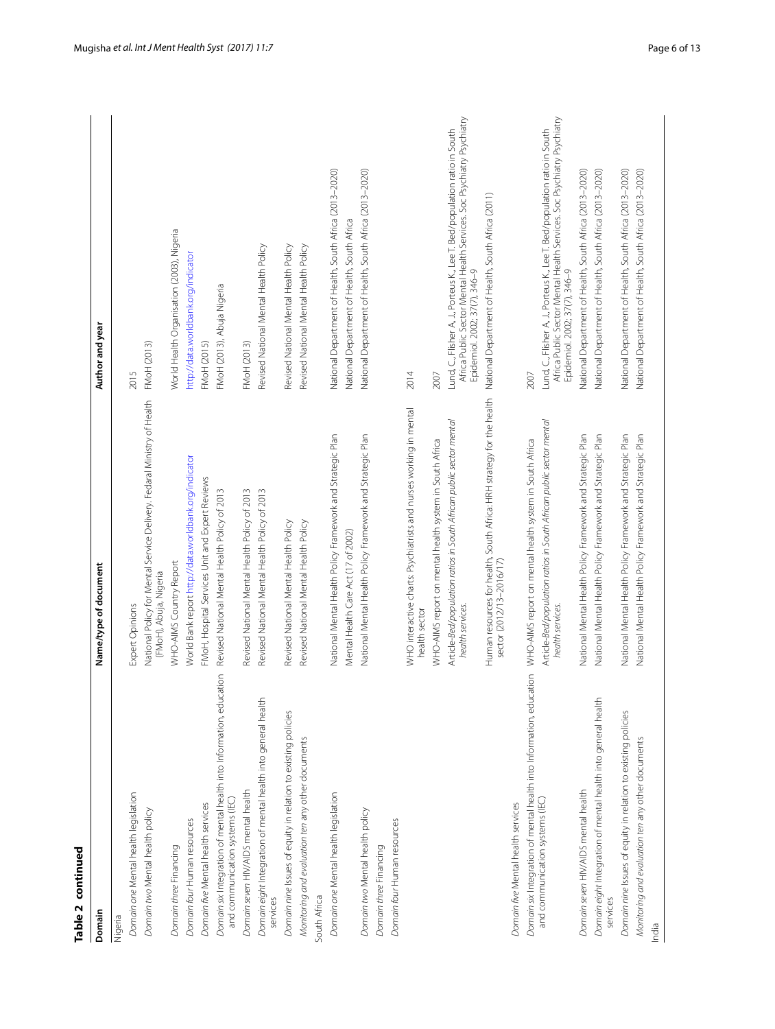**Table 2 continued**

| Domain | Name/type of document | Author and year |
|---|---|---|
| Nigeria | | |
| *Domain one* Mental health legislation | Expert Opinions | 2015 |
| *Domain two* Mental health policy | National Policy for Mental Service Delivery. Fedaral Ministry of Health (FMoH), Abuja, Nigeria | FMoH (2013) |
| | WHO-AIMS Country Report | World Health Organisation (2003), Nigeria |
| *Domain three* Financing | World Bank report http://data.worldbank.org/indicator | http://data.worldbank.org/indicator |
| *Domain four* Human resources | FMoH, Hospital Services Unit and Expert Reviews | FMoH (2015) |
| *Domain five* Mental health services | Revised National Mental Health Policy of 2013 | FMoH (2013), Abuja Nigeria |
| *Domain six* Integration of mental health into Information, education and communication systems (IEC) | Revised National Mental Health Policy of 2013 | FMoH (2013) |
| *Domain seven* HIV/AIDS mental health | Revised National Mental Health Policy of 2013 | Revised National Mental Health Policy |
| *Domain eight* Integration of mental health into general health services | Revised National Mental Health Policy | Revised National Mental Health Policy |
| *Domain nine* Issues of equity in relation to existing policies | Revised National Mental Health Policy | Revised National Mental Health Policy |
| *Monitoring and evaluation ten* any other documents | | |
| South Africa | | |
| *Domain one* Mental health legislation | National Mental Health Policy Framework and Strategic Plan | National Department of Health, South Africa (2013–2020) |
| | Mental Health Care Act (17 of 2002) | National Department of Health, South Africa |
| *Domain two* Mental health policy | National Mental Health Policy Framework and Strategic Plan | National Department of Health, South Africa (2013–2020) |
| *Domain three* Financing | | |
| *Domain four* Human resources | WHO interactive charts: Psychiatrists and nurses working in mental health sector | 2014 |
| | WHO-AIMS report on mental health system in South Africa | 2007 |
| | Article-*Bed/population ratios in South African public sector mental health services.* | Lund, C., Flisher A. J., Porteus K., Lee T. Bed/population ratio in South Africa Public Sector Mental Health Services. Soc Psychiatry Psychiatry Epidemiol. 2002; 37(7), 346–9 |
| | Human resources for health, South Africa: HRH strategy for the health sector (2012/13–2016/17) | National Department of Health, South Africa (2011) |
| *Domain five* Mental health services | WHO-AIMS report on mental health system in South Africa | 2007 |
| *Domain six* Integration of mental health into Information, education and communication systems (IEC) | Article-*Bed/population ratios in South African public sector mental health services.* | Lund, C., Flisher A. J., Porteus K., Lee T. Bed/population ratio in South Africa Public Sector Mental Health Services. Soc Psychiatry Psychiatry Epidemiol. 2002; 37(7), 346–9 |
| *Domain seven* HIV/AIDS mental health | National Mental Health Policy Framework and Strategic Plan | National Department of Health, South Africa (2013–2020) |
| *Domain eight* Integration of mental health into general health services | National Mental Health Policy Framework and Strategic Plan | National Department of Health, South Africa (2013–2020) |
| *Domain nine* Issues of equity in relation to existing policies | National Mental Health Policy Framework and Strategic Plan | National Department of Health, South Africa (2013–2020) |
| *Monitoring and evaluation ten* any other documents | National Mental Health Policy Framework and Strategic Plan | National Department of Health, South Africa (2013–2020) |
| India | | |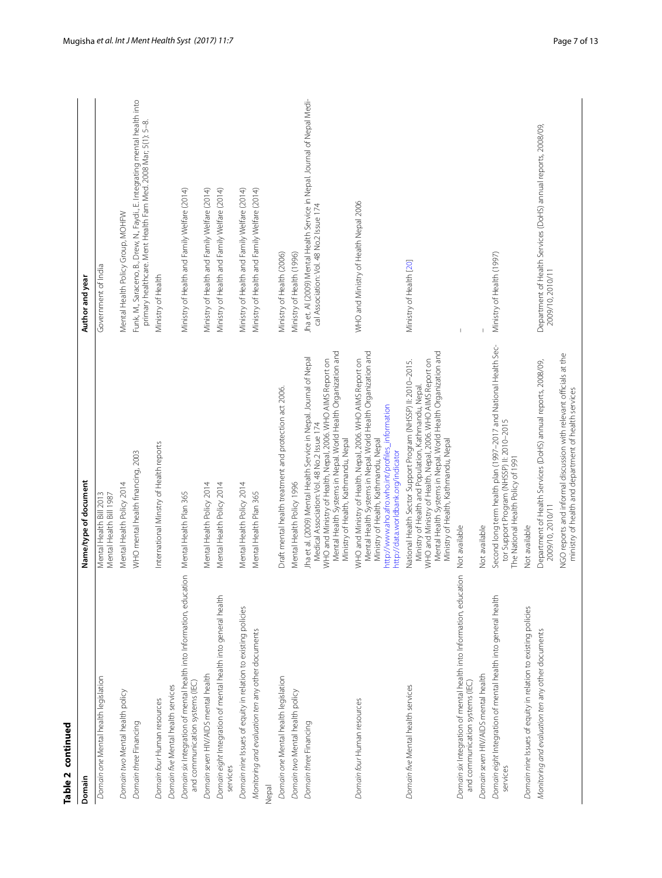**Table 2 continued**

| Domain | Name/type of document | Author and year |
|---|---|---|
| *Domain one* Mental health legislation | Mental Health Bill 2013<br>Mental Health Bill 1987 | Government of India |
| *Domain two* Mental health policy | Mental Health Policy 2014 | Mental Health Policy Group, MOHFW |
| *Domain three* Financing | WHO mental health financing, 2003 | Funk, M., Saraceno, B., Drew, N., Faydi., E. Integrating mental health into primary healthcare. Ment Health Fam Med. 2008 Mar; 5(1): 5–8. |
| *Domain four* Human resources | International Minstry of Health reports | Ministry of Health |
| *Domain five* Mental health services | | |
| *Domain six* Integration of mental health into Information, education and communication systems (IEC) | Mental Health Plan 365 | Ministry of Health and Family Welfare (2014) |
| *Domain seven* HIV/AIDS mental health | Mental Health Policy 2014 | Ministry of Health and Family Welfare (2014) |
| *Domain eight* Integration of mental health into general health services | Mental Health Policy 2014 | Ministry of Health and Family Welfare (2014) |
| *Domain nine* Issues of equity in relation to existing policies | Mental Health Policy 2014 | Ministry of Health and Family Welfare (2014) |
| *Monitoring and evaluation ten* any other documents | Mental Health Plan 365 | Ministry of Health and Family Welfare (2014) |
| Nepal | | |
| *Domain one* Mental health legislation | Draft mental health treatment and protection act 2006. | Ministry of Health (2006) |
| *Domain two* Mental health policy | Mental Health Policy 1996 | Ministry of Health (1996) |
| *Domain three* Financing | Jha et al. (2009) Mental Health Service in Nepal. Journal of Nepal Medical Association: Vol. 48 No.2 Issue 174<br>WHO and Ministry of Health, Nepal, 2006. WHO AIMS Report on Mental Health Systems in Nepal. World Health Organization and Ministry of Health, Kathmandu, Nepal | Jha et. Al (2009) Mental Health Service in Nepal. Journal of Nepal Medical Association: Vol. 48 No.2 Issue 174 |
| *Domain four* Human resources | WHO and Ministry of Health, Nepal, 2006. WHO AIMS Report on Mental Health Systems in Nepal. World Health Organization and Ministry of Health, Kathmandu, Nepal<br>http://www.aho.afro.who.int/profiles_information<br>http://data.worldbank.org/indicator | WHO and Ministry of Health Nepal 2006 |
| *Domain five* Mental health services | National Health Sector Support Program (NHSSP) II: 2010–2015. Ministry of Health and Population, Kathmandu, Nepal.<br>WHO and Ministry of Health, Nepal, 2006. WHO AIMS Report on Mental Health Systems in Nepal. World Health Organization and Ministry of Health, Kathmandu, Nepal | Ministry of Health [20] |
| *Domain six* Integration of mental health into Information, education and communication systems (IEC) | Not available | – |
| *Domain seven* HIV/AIDS mental health | Not available | – |
| *Domain eight* Integration of mental health into general health services | Second long term health plan (1997–2017 and National Health Sector Support Program (NHSSP) II: 2010–2015<br>The National Health Policy of 1991 | Ministry of Health (1997) |
| *Domain nine* Issues of equity in relation to existing policies | Not available | |
| *Monitoring and evaluation ten* any other documents | Department of Health Services (DoHS) annual reports, 2008/09, 2009/10, 2010/11<br>NGO reports and informal discussion with relevant officials at the ministry of health and department of health services | Department of Health Services (DoHS) annual reports, 2008/09, 2009/10, 2010/11 |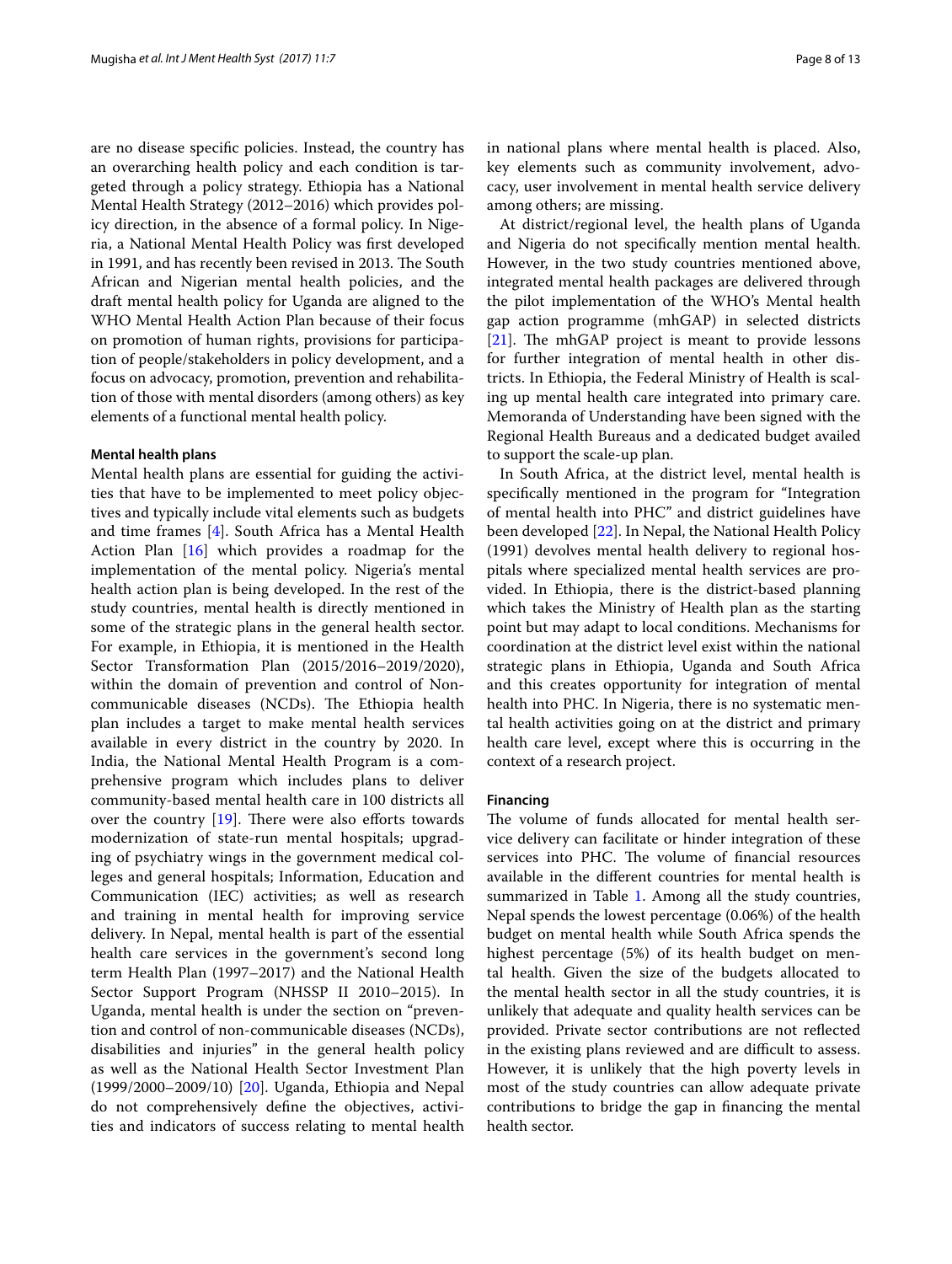are no disease specific policies. Instead, the country has an overarching health policy and each condition is targeted through a policy strategy. Ethiopia has a National Mental Health Strategy (2012–2016) which provides policy direction, in the absence of a formal policy. In Nigeria, a National Mental Health Policy was first developed in 1991, and has recently been revised in 2013. The South African and Nigerian mental health policies, and the draft mental health policy for Uganda are aligned to the WHO Mental Health Action Plan because of their focus on promotion of human rights, provisions for participation of people/stakeholders in policy development, and a focus on advocacy, promotion, prevention and rehabilitation of those with mental disorders (among others) as key elements of a functional mental health policy.

#### Mental health plans

Mental health plans are essential for guiding the activities that have to be implemented to meet policy objectives and typically include vital elements such as budgets and time frames [4]. South Africa has a Mental Health Action Plan [16] which provides a roadmap for the implementation of the mental policy. Nigeria's mental health action plan is being developed. In the rest of the study countries, mental health is directly mentioned in some of the strategic plans in the general health sector. For example, in Ethiopia, it is mentioned in the Health Sector Transformation Plan (2015/2016–2019/2020), within the domain of prevention and control of Non-communicable diseases (NCDs). The Ethiopia health plan includes a target to make mental health services available in every district in the country by 2020. In India, the National Mental Health Program is a comprehensive program which includes plans to deliver community-based mental health care in 100 districts all over the country [19]. There were also efforts towards modernization of state-run mental hospitals; upgrading of psychiatry wings in the government medical colleges and general hospitals; Information, Education and Communication (IEC) activities; as well as research and training in mental health for improving service delivery. In Nepal, mental health is part of the essential health care services in the government's second long term Health Plan (1997–2017) and the National Health Sector Support Program (NHSSP II 2010–2015). In Uganda, mental health is under the section on "prevention and control of non-communicable diseases (NCDs), disabilities and injuries" in the general health policy as well as the National Health Sector Investment Plan (1999/2000–2009/10) [20]. Uganda, Ethiopia and Nepal do not comprehensively define the objectives, activities and indicators of success relating to mental health in national plans where mental health is placed. Also, key elements such as community involvement, advocacy, user involvement in mental health service delivery among others; are missing.

At district/regional level, the health plans of Uganda and Nigeria do not specifically mention mental health. However, in the two study countries mentioned above, integrated mental health packages are delivered through the pilot implementation of the WHO's Mental health gap action programme (mhGAP) in selected districts [21]. The mhGAP project is meant to provide lessons for further integration of mental health in other districts. In Ethiopia, the Federal Ministry of Health is scaling up mental health care integrated into primary care. Memoranda of Understanding have been signed with the Regional Health Bureaus and a dedicated budget availed to support the scale-up plan.

In South Africa, at the district level, mental health is specifically mentioned in the program for "Integration of mental health into PHC" and district guidelines have been developed [22]. In Nepal, the National Health Policy (1991) devolves mental health delivery to regional hospitals where specialized mental health services are provided. In Ethiopia, there is the district-based planning which takes the Ministry of Health plan as the starting point but may adapt to local conditions. Mechanisms for coordination at the district level exist within the national strategic plans in Ethiopia, Uganda and South Africa and this creates opportunity for integration of mental health into PHC. In Nigeria, there is no systematic mental health activities going on at the district and primary health care level, except where this is occurring in the context of a research project.

#### Financing

The volume of funds allocated for mental health service delivery can facilitate or hinder integration of these services into PHC. The volume of financial resources available in the different countries for mental health is summarized in Table 1. Among all the study countries, Nepal spends the lowest percentage (0.06%) of the health budget on mental health while South Africa spends the highest percentage (5%) of its health budget on mental health. Given the size of the budgets allocated to the mental health sector in all the study countries, it is unlikely that adequate and quality health services can be provided. Private sector contributions are not reflected in the existing plans reviewed and are difficult to assess. However, it is unlikely that the high poverty levels in most of the study countries can allow adequate private contributions to bridge the gap in financing the mental health sector.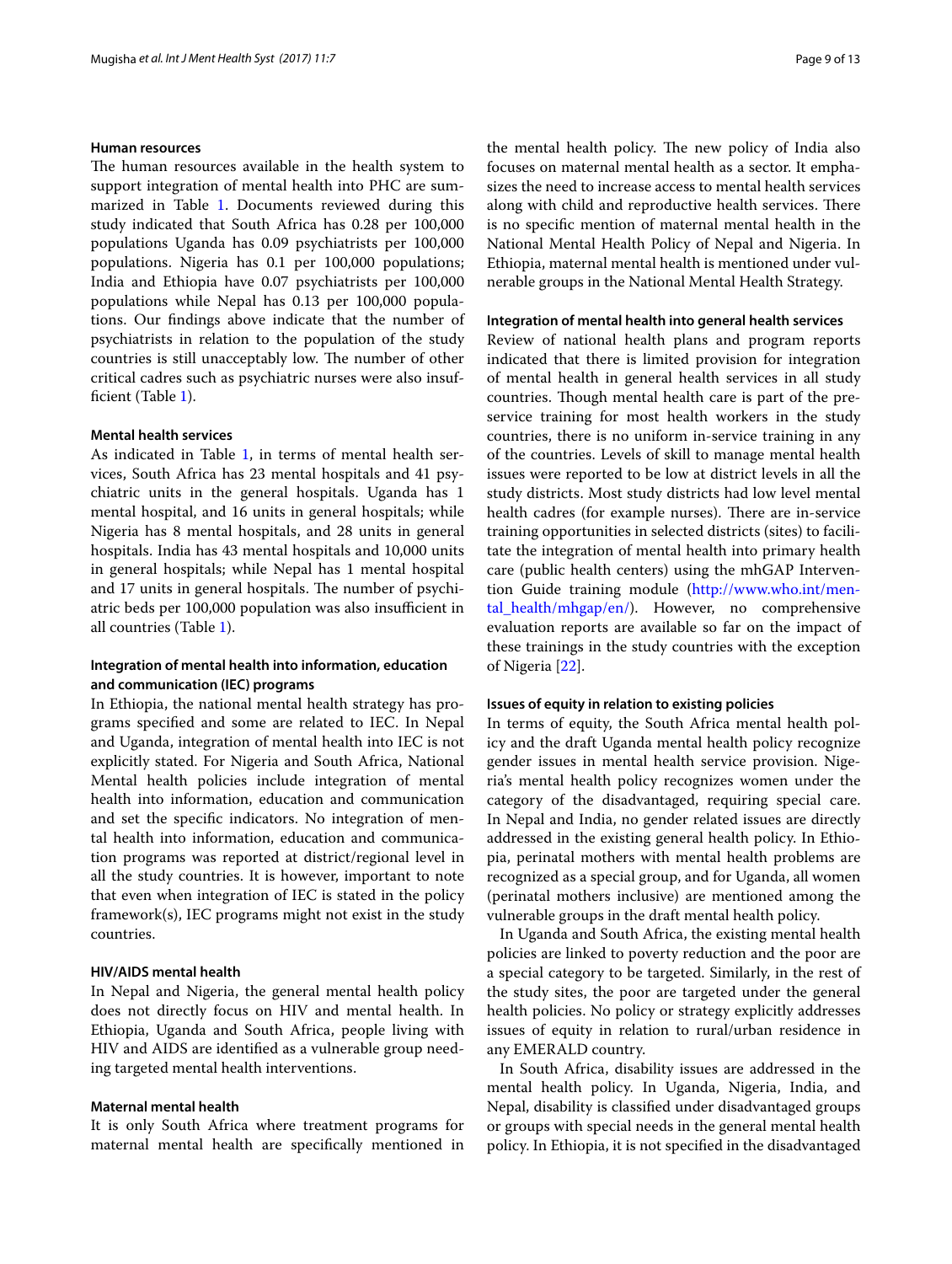#### Human resources

The human resources available in the health system to support integration of mental health into PHC are summarized in Table 1. Documents reviewed during this study indicated that South Africa has 0.28 per 100,000 populations Uganda has 0.09 psychiatrists per 100,000 populations. Nigeria has 0.1 per 100,000 populations; India and Ethiopia have 0.07 psychiatrists per 100,000 populations while Nepal has 0.13 per 100,000 populations. Our findings above indicate that the number of psychiatrists in relation to the population of the study countries is still unacceptably low. The number of other critical cadres such as psychiatric nurses were also insufficient (Table 1).

#### Mental health services

As indicated in Table 1, in terms of mental health services, South Africa has 23 mental hospitals and 41 psychiatric units in the general hospitals. Uganda has 1 mental hospital, and 16 units in general hospitals; while Nigeria has 8 mental hospitals, and 28 units in general hospitals. India has 43 mental hospitals and 10,000 units in general hospitals; while Nepal has 1 mental hospital and 17 units in general hospitals. The number of psychiatric beds per 100,000 population was also insufficient in all countries (Table 1).

#### Integration of mental health into information, education and communication (IEC) programs

In Ethiopia, the national mental health strategy has programs specified and some are related to IEC. In Nepal and Uganda, integration of mental health into IEC is not explicitly stated. For Nigeria and South Africa, National Mental health policies include integration of mental health into information, education and communication and set the specific indicators. No integration of mental health into information, education and communication programs was reported at district/regional level in all the study countries. It is however, important to note that even when integration of IEC is stated in the policy framework(s), IEC programs might not exist in the study countries.

#### HIV/AIDS mental health

In Nepal and Nigeria, the general mental health policy does not directly focus on HIV and mental health. In Ethiopia, Uganda and South Africa, people living with HIV and AIDS are identified as a vulnerable group needing targeted mental health interventions.

#### Maternal mental health

It is only South Africa where treatment programs for maternal mental health are specifically mentioned in the mental health policy. The new policy of India also focuses on maternal mental health as a sector. It emphasizes the need to increase access to mental health services along with child and reproductive health services. There is no specific mention of maternal mental health in the National Mental Health Policy of Nepal and Nigeria. In Ethiopia, maternal mental health is mentioned under vulnerable groups in the National Mental Health Strategy.

#### Integration of mental health into general health services

Review of national health plans and program reports indicated that there is limited provision for integration of mental health in general health services in all study countries. Though mental health care is part of the pre-service training for most health workers in the study countries, there is no uniform in-service training in any of the countries. Levels of skill to manage mental health issues were reported to be low at district levels in all the study districts. Most study districts had low level mental health cadres (for example nurses). There are in-service training opportunities in selected districts (sites) to facilitate the integration of mental health into primary health care (public health centers) using the mhGAP Intervention Guide training module (http://www.who.int/mental_health/mhgap/en/). However, no comprehensive evaluation reports are available so far on the impact of these trainings in the study countries with the exception of Nigeria [22].

#### Issues of equity in relation to existing policies

In terms of equity, the South Africa mental health policy and the draft Uganda mental health policy recognize gender issues in mental health service provision. Nigeria's mental health policy recognizes women under the category of the disadvantaged, requiring special care. In Nepal and India, no gender related issues are directly addressed in the existing general health policy. In Ethiopia, perinatal mothers with mental health problems are recognized as a special group, and for Uganda, all women (perinatal mothers inclusive) are mentioned among the vulnerable groups in the draft mental health policy.

In Uganda and South Africa, the existing mental health policies are linked to poverty reduction and the poor are a special category to be targeted. Similarly, in the rest of the study sites, the poor are targeted under the general health policies. No policy or strategy explicitly addresses issues of equity in relation to rural/urban residence in any EMERALD country.

In South Africa, disability issues are addressed in the mental health policy. In Uganda, Nigeria, India, and Nepal, disability is classified under disadvantaged groups or groups with special needs in the general mental health policy. In Ethiopia, it is not specified in the disadvantaged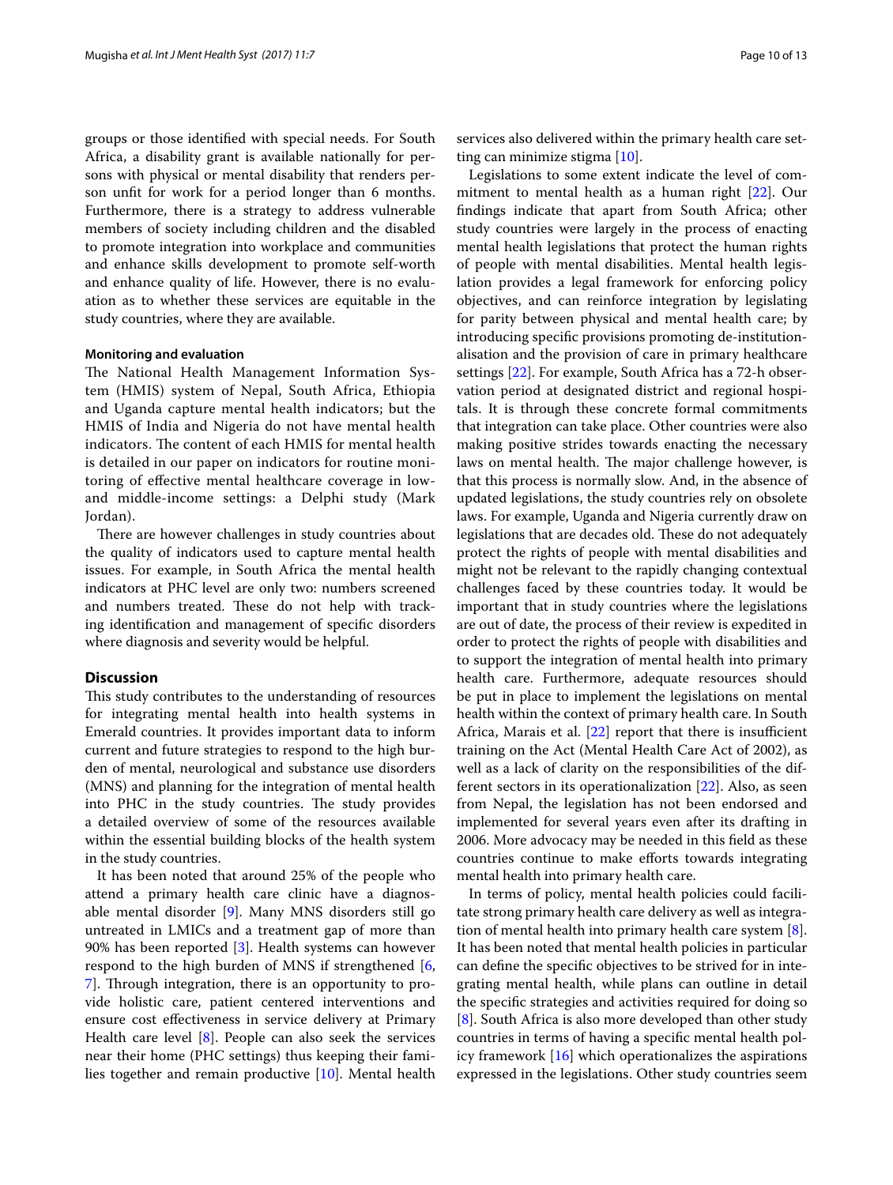groups or those identified with special needs. For South Africa, a disability grant is available nationally for persons with physical or mental disability that renders person unfit for work for a period longer than 6 months. Furthermore, there is a strategy to address vulnerable members of society including children and the disabled to promote integration into workplace and communities and enhance skills development to promote self-worth and enhance quality of life. However, there is no evaluation as to whether these services are equitable in the study countries, where they are available.

#### Monitoring and evaluation

The National Health Management Information System (HMIS) system of Nepal, South Africa, Ethiopia and Uganda capture mental health indicators; but the HMIS of India and Nigeria do not have mental health indicators. The content of each HMIS for mental health is detailed in our paper on indicators for routine monitoring of effective mental healthcare coverage in low- and middle-income settings: a Delphi study (Mark Jordan).

There are however challenges in study countries about the quality of indicators used to capture mental health issues. For example, in South Africa the mental health indicators at PHC level are only two: numbers screened and numbers treated. These do not help with tracking identification and management of specific disorders where diagnosis and severity would be helpful.

## Discussion

This study contributes to the understanding of resources for integrating mental health into health systems in Emerald countries. It provides important data to inform current and future strategies to respond to the high burden of mental, neurological and substance use disorders (MNS) and planning for the integration of mental health into PHC in the study countries. The study provides a detailed overview of some of the resources available within the essential building blocks of the health system in the study countries.

It has been noted that around 25% of the people who attend a primary health care clinic have a diagnosable mental disorder [9]. Many MNS disorders still go untreated in LMICs and a treatment gap of more than 90% has been reported [3]. Health systems can however respond to the high burden of MNS if strengthened [6, 7]. Through integration, there is an opportunity to provide holistic care, patient centered interventions and ensure cost effectiveness in service delivery at Primary Health care level [8]. People can also seek the services near their home (PHC settings) thus keeping their families together and remain productive [10]. Mental health services also delivered within the primary health care setting can minimize stigma [10].

Legislations to some extent indicate the level of commitment to mental health as a human right [22]. Our findings indicate that apart from South Africa; other study countries were largely in the process of enacting mental health legislations that protect the human rights of people with mental disabilities. Mental health legislation provides a legal framework for enforcing policy objectives, and can reinforce integration by legislating for parity between physical and mental health care; by introducing specific provisions promoting de-institutionalisation and the provision of care in primary healthcare settings [22]. For example, South Africa has a 72-h observation period at designated district and regional hospitals. It is through these concrete formal commitments that integration can take place. Other countries were also making positive strides towards enacting the necessary laws on mental health. The major challenge however, is that this process is normally slow. And, in the absence of updated legislations, the study countries rely on obsolete laws. For example, Uganda and Nigeria currently draw on legislations that are decades old. These do not adequately protect the rights of people with mental disabilities and might not be relevant to the rapidly changing contextual challenges faced by these countries today. It would be important that in study countries where the legislations are out of date, the process of their review is expedited in order to protect the rights of people with disabilities and to support the integration of mental health into primary health care. Furthermore, adequate resources should be put in place to implement the legislations on mental health within the context of primary health care. In South Africa, Marais et al. [22] report that there is insufficient training on the Act (Mental Health Care Act of 2002), as well as a lack of clarity on the responsibilities of the different sectors in its operationalization [22]. Also, as seen from Nepal, the legislation has not been endorsed and implemented for several years even after its drafting in 2006. More advocacy may be needed in this field as these countries continue to make efforts towards integrating mental health into primary health care.

In terms of policy, mental health policies could facilitate strong primary health care delivery as well as integration of mental health into primary health care system [8]. It has been noted that mental health policies in particular can define the specific objectives to be strived for in integrating mental health, while plans can outline in detail the specific strategies and activities required for doing so [8]. South Africa is also more developed than other study countries in terms of having a specific mental health policy framework [16] which operationalizes the aspirations expressed in the legislations. Other study countries seem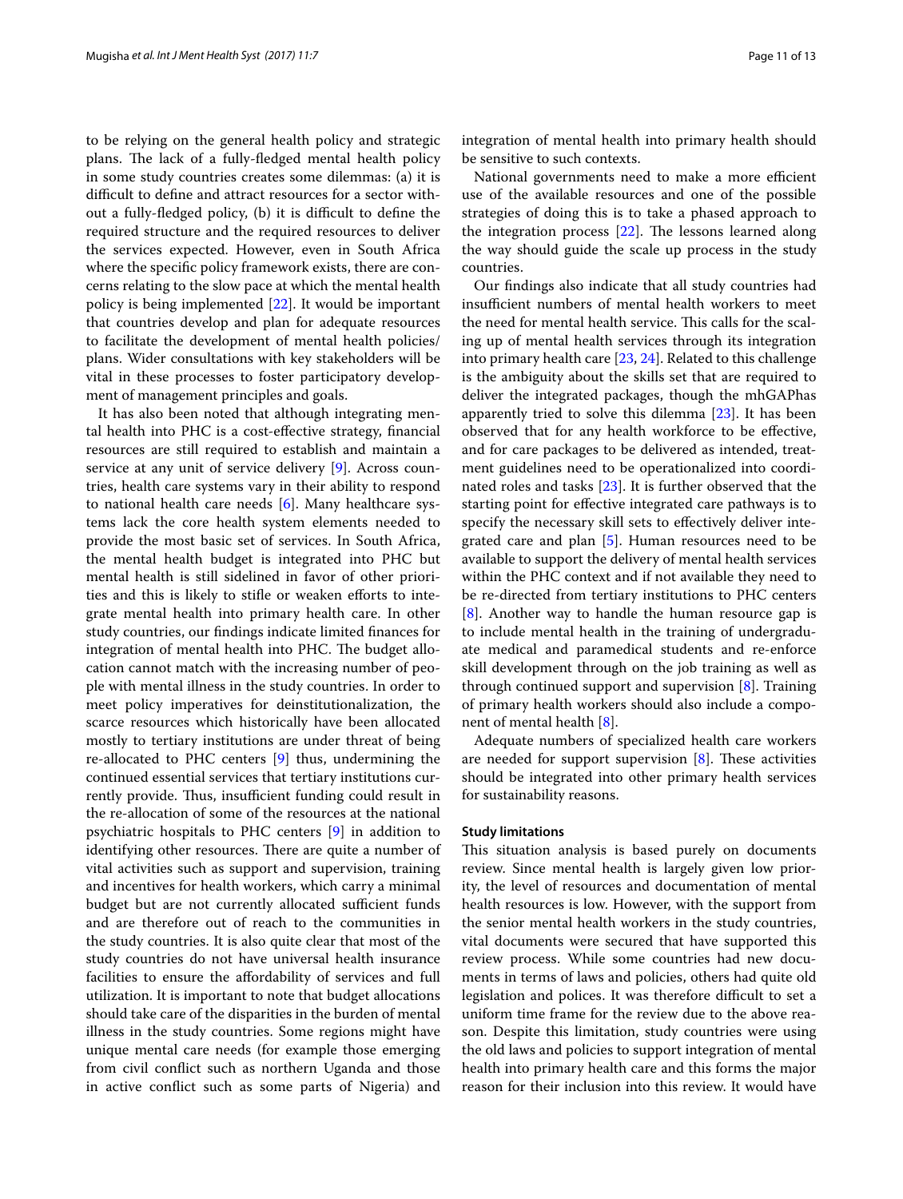to be relying on the general health policy and strategic plans. The lack of a fully-fledged mental health policy in some study countries creates some dilemmas: (a) it is difficult to define and attract resources for a sector without a fully-fledged policy, (b) it is difficult to define the required structure and the required resources to deliver the services expected. However, even in South Africa where the specific policy framework exists, there are concerns relating to the slow pace at which the mental health policy is being implemented [22]. It would be important that countries develop and plan for adequate resources to facilitate the development of mental health policies/plans. Wider consultations with key stakeholders will be vital in these processes to foster participatory development of management principles and goals.

It has also been noted that although integrating mental health into PHC is a cost-effective strategy, financial resources are still required to establish and maintain a service at any unit of service delivery [9]. Across countries, health care systems vary in their ability to respond to national health care needs [6]. Many healthcare systems lack the core health system elements needed to provide the most basic set of services. In South Africa, the mental health budget is integrated into PHC but mental health is still sidelined in favor of other priorities and this is likely to stifle or weaken efforts to integrate mental health into primary health care. In other study countries, our findings indicate limited finances for integration of mental health into PHC. The budget allocation cannot match with the increasing number of people with mental illness in the study countries. In order to meet policy imperatives for deinstitutionalization, the scarce resources which historically have been allocated mostly to tertiary institutions are under threat of being re-allocated to PHC centers [9] thus, undermining the continued essential services that tertiary institutions currently provide. Thus, insufficient funding could result in the re-allocation of some of the resources at the national psychiatric hospitals to PHC centers [9] in addition to identifying other resources. There are quite a number of vital activities such as support and supervision, training and incentives for health workers, which carry a minimal budget but are not currently allocated sufficient funds and are therefore out of reach to the communities in the study countries. It is also quite clear that most of the study countries do not have universal health insurance facilities to ensure the affordability of services and full utilization. It is important to note that budget allocations should take care of the disparities in the burden of mental illness in the study countries. Some regions might have unique mental care needs (for example those emerging from civil conflict such as northern Uganda and those in active conflict such as some parts of Nigeria) and integration of mental health into primary health should be sensitive to such contexts.

National governments need to make a more efficient use of the available resources and one of the possible strategies of doing this is to take a phased approach to the integration process [22]. The lessons learned along the way should guide the scale up process in the study countries.

Our findings also indicate that all study countries had insufficient numbers of mental health workers to meet the need for mental health service. This calls for the scaling up of mental health services through its integration into primary health care [23, 24]. Related to this challenge is the ambiguity about the skills set that are required to deliver the integrated packages, though the mhGAPhas apparently tried to solve this dilemma [23]. It has been observed that for any health workforce to be effective, and for care packages to be delivered as intended, treatment guidelines need to be operationalized into coordinated roles and tasks [23]. It is further observed that the starting point for effective integrated care pathways is to specify the necessary skill sets to effectively deliver integrated care and plan [5]. Human resources need to be available to support the delivery of mental health services within the PHC context and if not available they need to be re-directed from tertiary institutions to PHC centers [8]. Another way to handle the human resource gap is to include mental health in the training of undergraduate medical and paramedical students and re-enforce skill development through on the job training as well as through continued support and supervision [8]. Training of primary health workers should also include a component of mental health [8].

Adequate numbers of specialized health care workers are needed for support supervision [8]. These activities should be integrated into other primary health services for sustainability reasons.

#### Study limitations

This situation analysis is based purely on documents review. Since mental health is largely given low priority, the level of resources and documentation of mental health resources is low. However, with the support from the senior mental health workers in the study countries, vital documents were secured that have supported this review process. While some countries had new documents in terms of laws and policies, others had quite old legislation and polices. It was therefore difficult to set a uniform time frame for the review due to the above reason. Despite this limitation, study countries were using the old laws and policies to support integration of mental health into primary health care and this forms the major reason for their inclusion into this review. It would have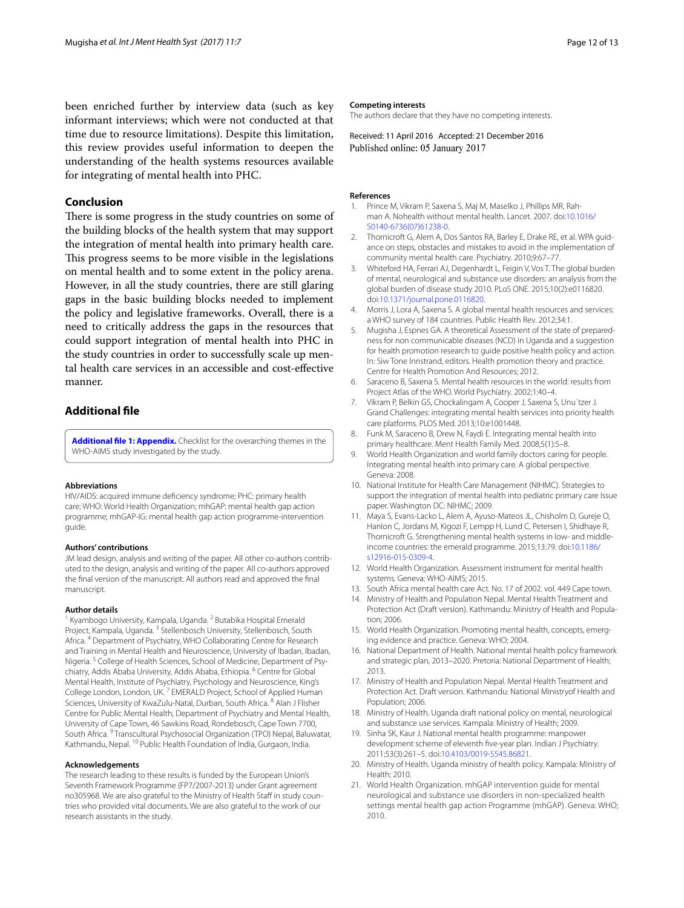been enriched further by interview data (such as key informant interviews; which were not conducted at that time due to resource limitations). Despite this limitation, this review provides useful information to deepen the understanding of the health systems resources available for integrating of mental health into PHC.

## Conclusion

There is some progress in the study countries on some of the building blocks of the health system that may support the integration of mental health into primary health care. This progress seems to be more visible in the legislations on mental health and to some extent in the policy arena. However, in all the study countries, there are still glaring gaps in the basic building blocks needed to implement the policy and legislative frameworks. Overall, there is a need to critically address the gaps in the resources that could support integration of mental health into PHC in the study countries in order to successfully scale up mental health care services in an accessible and cost-effective manner.

## Additional file

**Additional file 1: Appendix.** Checklist for the overarching themes in the WHO-AIMS study investigated by the study.

### Abbreviations

HIV/AIDS: acquired immune deficiency syndrome; PHC: primary health care; WHO: World Health Organization; mhGAP: mental health gap action programme; mhGAP-IG: mental health gap action programme-intervention guide.

### Authors' contributions

JM lead design, analysis and writing of the paper. All other co-authors contributed to the design, analysis and writing of the paper. All co-authors approved the final version of the manuscript. All authors read and approved the final manuscript.

### Author details

[1] Kyambogo University, Kampala, Uganda. [2] Butabika Hospital Emerald Project, Kampala, Uganda. [3] Stellenbosch University, Stellenbosch, South Africa. [4] Department of Psychiatry, WHO Collaborating Centre for Research and Training in Mental Health and Neuroscience, University of Ibadan, Ibadan, Nigeria. [5] College of Health Sciences, School of Medicine, Department of Psychiatry, Addis Ababa University, Addis Ababa, Ethiopia. [6] Centre for Global Mental Health, Institute of Psychiatry, Psychology and Neuroscience, King's College London, London, UK. [7] EMERALD Project, School of Applied Human Sciences, University of KwaZulu-Natal, Durban, South Africa. [8] Alan J Flisher Centre for Public Mental Health, Department of Psychiatry and Mental Health, University of Cape Town, 46 Sawkins Road, Rondebosch, Cape Town 7700, South Africa. [9] Transcultural Psychosocial Organization (TPO) Nepal, Baluwatar, Kathmandu, Nepal. [10] Public Health Foundation of India, Gurgaon, India.

### Acknowledgements

The research leading to these results is funded by the European Union's Seventh Framework Programme (FP7/2007-2013) under Grant agreement no305968. We are also grateful to the Ministry of Health Staff in study countries who provided vital documents. We are also grateful to the work of our research assistants in the study.

### Competing interests

The authors declare that they have no competing interests.

Received: 11 April 2016 Accepted: 21 December 2016
Published online: 05 January 2017

### References

1. Prince M, Vikram P, Saxena S, Maj M, Maselko J, Phillips MR, Rahman A. Nohealth without mental health. Lancet. 2007. doi:10.1016/S0140-6736(07)61238-0.
2. Thornicroft G, Alem A, Dos Santos RA, Barley E, Drake RE, et al. WPA guidance on steps, obstacles and mistakes to avoid in the implementation of community mental health care. Psychiatry. 2010;9:67–77.
3. Whiteford HA, Ferrari AJ, Degenhardt L, Feigin V, Vos T. The global burden of mental, neurological and substance use disorders: an analysis from the global burden of disease study 2010. PLoS ONE. 2015;10(2):e0116820. doi:10.1371/journal.pone.0116820.
4. Morris J, Lora A, Saxena S. A global mental health resources and services: a WHO survey of 184 countries. Public Health Rev. 2012;34:1.
5. Mugisha J, Espnes GA. A theoretical Assessment of the state of preparedness for non communicable diseases (NCD) in Uganda and a suggestion for health promotion research to guide positive health policy and action. In: Siw Tone Innstrand, editors. Health promotion theory and practice. Centre for Health Promotion And Resources; 2012.
6. Saraceno B, Saxena S. Mental health resources in the world: results from Project Atlas of the WHO. World Psychiatry. 2002;1:40–4.
7. Vikram P, Belkin GS, Chockalingam A, Cooper J, Saxena S, Unu¨tzer J. Grand Challenges: integrating mental health services into priority health care platforms. PLOS Med. 2013;10:e1001448.
8. Funk M, Saraceno B, Drew N, Faydi E. Integrating mental health into primary healthcare. Ment Health Family Med. 2008;5(1):5–8.
9. World Health Organization and world family doctors caring for people. Integrating mental health into primary care. A global perspective. Geneva: 2008.
10. National Institute for Health Care Management (NIHMC). Strategies to support the integration of mental health into pediatric primary care Issue paper. Washington DC: NIHMC; 2009.
11. Maya S, Evans-Lacko L, Alem A, Ayuso-Mateos JL, Chisholm D, Gureje O, Hanlon C, Jordans M, Kigozi F, Lempp H, Lund C, Petersen I, Shidhaye R, Thornicroft G. Strengthening mental health systems in low- and middle-income countries: the emerald programme. 2015;13:79. doi:10.1186/s12916-015-0309-4.
12. World Health Organization. Assessment instrument for mental health systems. Geneva: WHO-AIMS; 2015.
13. South Africa mental health care Act. No. 17 of 2002. vol. 449 Cape town.
14. Ministry of Health and Population Nepal. Mental Health Treatment and Protection Act (Draft version). Kathmandu: Ministry of Health and Population; 2006.
15. World Health Organization. Promoting mental health, concepts, emerging evidence and practice. Geneva: WHO; 2004.
16. National Department of Health. National mental health policy framework and strategic plan, 2013–2020. Pretoria: National Department of Health; 2013.
17. Ministry of Health and Population Nepal. Mental Health Treatment and Protection Act. Draft version. Kathmandu: National Ministryof Health and Population; 2006.
18. Ministry of Health. Uganda draft national policy on mental, neurological and substance use services. Kampala: Ministry of Health; 2009.
19. Sinha SK, Kaur J. National mental health programme: manpower development scheme of eleventh five-year plan. Indian J Psychiatry. 2011;53(3):261–5. doi:10.4103/0019-5545.86821.
20. Ministry of Health. Uganda ministry of health policy. Kampala: Ministry of Health; 2010.
21. World Health Organization. mhGAP intervention guide for mental neurological and substance use disorders in non-specialized health settings mental health gap action Programme (mhGAP). Geneva: WHO; 2010.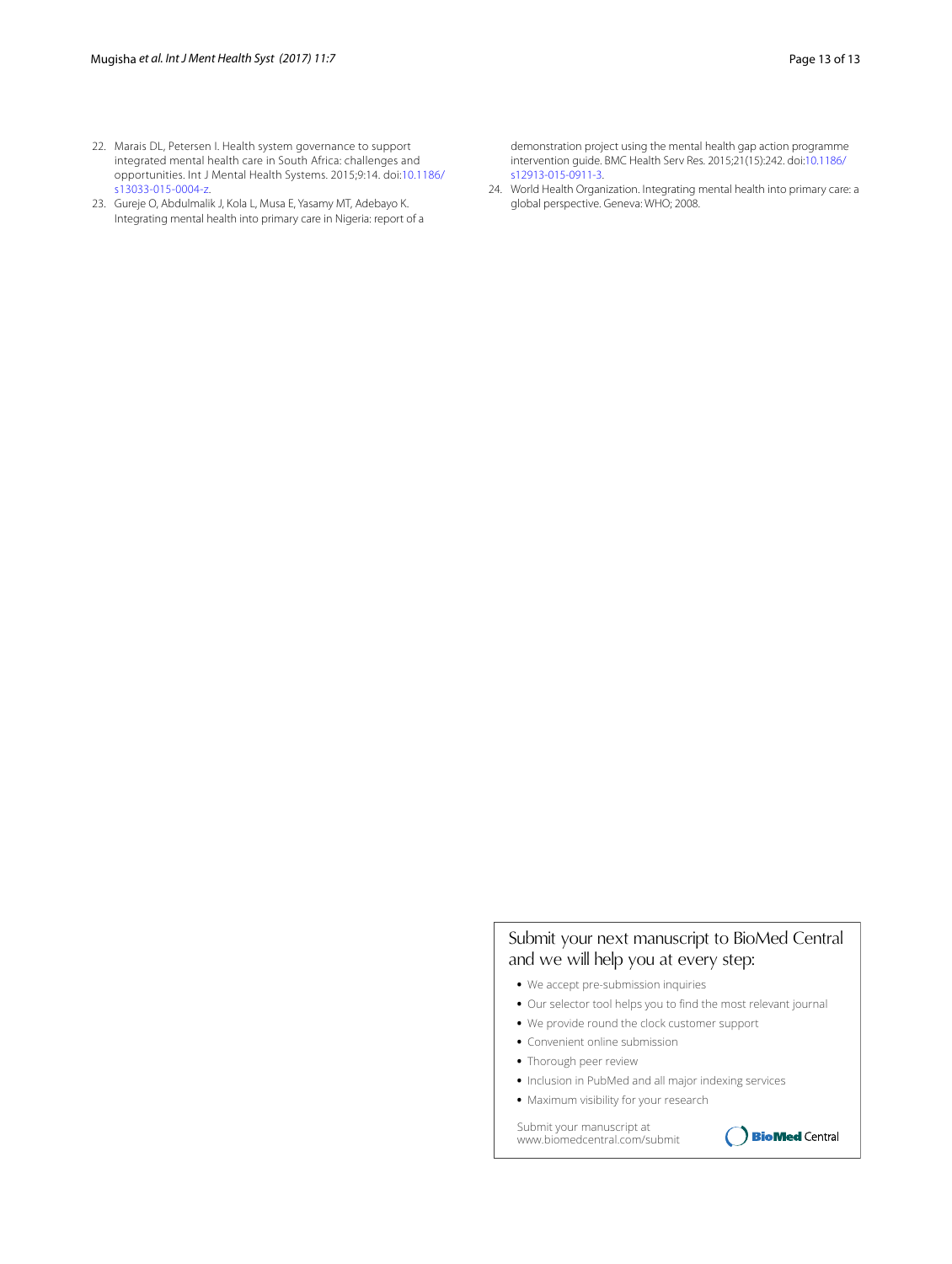22. Marais DL, Petersen I. Health system governance to support integrated mental health care in South Africa: challenges and opportunities. Int J Mental Health Systems. 2015;9:14. doi:10.1186/s13033-015-0004-z.
23. Gureje O, Abdulmalik J, Kola L, Musa E, Yasamy MT, Adebayo K. Integrating mental health into primary care in Nigeria: report of a demonstration project using the mental health gap action programme intervention guide. BMC Health Serv Res. 2015;21(15):242. doi:10.1186/s12913-015-0911-3.
24. World Health Organization. Integrating mental health into primary care: a global perspective. Geneva: WHO; 2008.

Submit your next manuscript to BioMed Central and we will help you at every step:

- We accept pre-submission inquiries
- Our selector tool helps you to find the most relevant journal
- We provide round the clock customer support
- Convenient online submission
- Thorough peer review
- Inclusion in PubMed and all major indexing services
- Maximum visibility for your research

Submit your manuscript at
www.biomedcentral.com/submit

BioMed Central